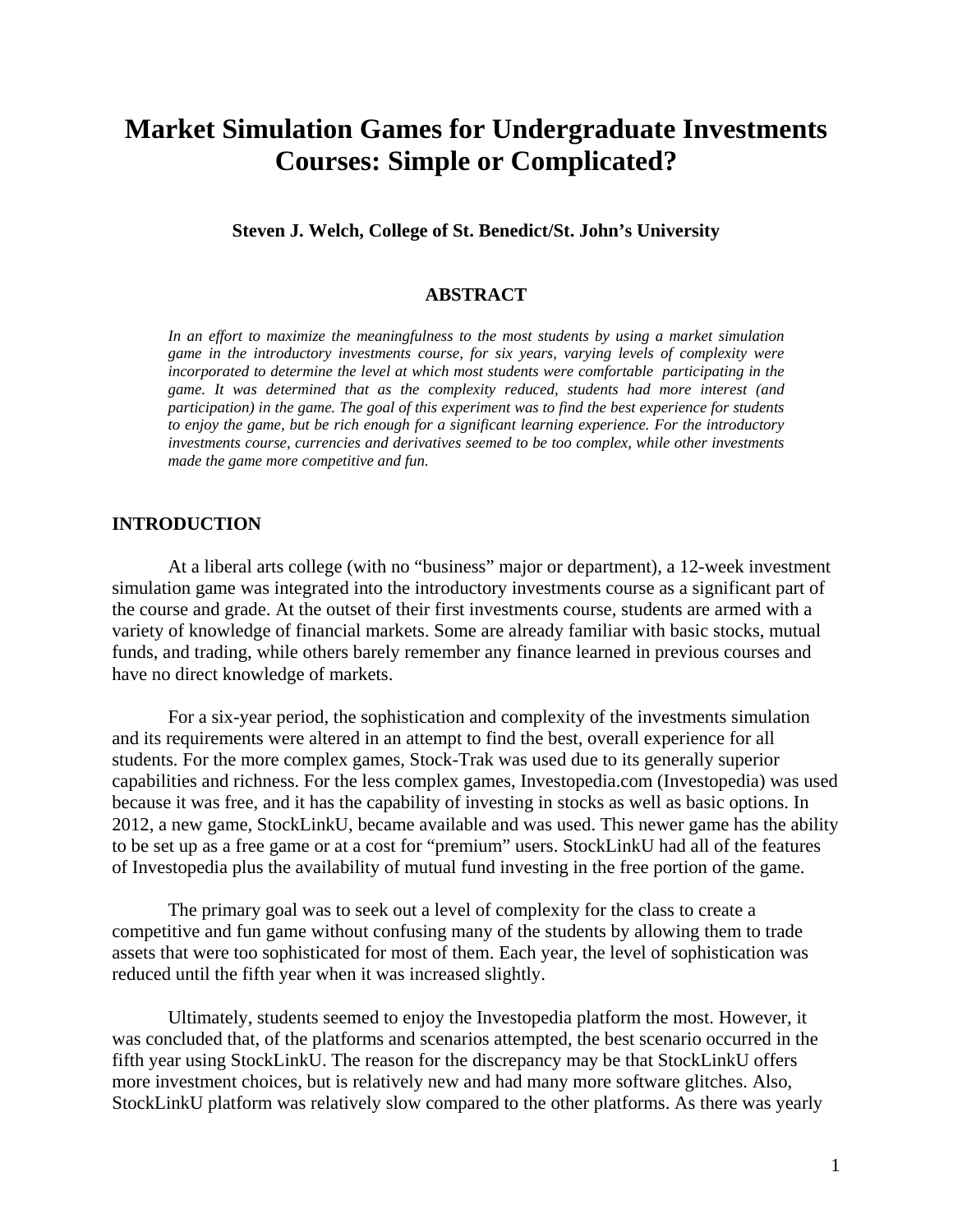# Market Simulation Games for Undergraduate Investments Courses: Simple or Complicated?

**Steven J. Welch, College of St. Benedict/St. John's University**

## ABSTRACT

*In an effort to maximize the meaningfulness to the most students by using a market simulation game in the introductory investments course, for six years, varying levels of complexity were incorporated to determine the level at which most students were comfortable participating in the game. It was determined that as the complexity reduced, students had more interest (and participation) in the game. The goal of this experiment was to find the best experience for students to enjoy the game, but be rich enough for a significant learning experience. For the introductory investments course, currencies and derivatives seemed to be too complex, while other investments made the game more competitive and fun.*

## INTRODUCTION

At a liberal arts college (with no "business" major or department), a 12-week investment simulation game was integrated into the introductory investments course as a significant part of the course and grade. At the outset of their first investments course, students are armed with a variety of knowledge of financial markets. Some are already familiar with basic stocks, mutual funds, and trading, while others barely remember any finance learned in previous courses and have no direct knowledge of markets.

For a six-year period, the sophistication and complexity of the investments simulation and its requirements were altered in an attempt to find the best, overall experience for all students. For the more complex games, Stock-Trak was used due to its generally superior capabilities and richness. For the less complex games, Investopedia.com (Investopedia) was used because it was free, and it has the capability of investing in stocks as well as basic options. In 2012, a new game, StockLinkU, became available and was used. This newer game has the ability to be set up as a free game or at a cost for "premium" users. StockLinkU had all of the features of Investopedia plus the availability of mutual fund investing in the free portion of the game.

The primary goal was to seek out a level of complexity for the class to create a competitive and fun game without confusing many of the students by allowing them to trade assets that were too sophisticated for most of them. Each year, the level of sophistication was reduced until the fifth year when it was increased slightly.

Ultimately, students seemed to enjoy the Investopedia platform the most. However, it was concluded that, of the platforms and scenarios attempted, the best scenario occurred in the fifth year using StockLinkU. The reason for the discrepancy may be that StockLinkU offers more investment choices, but is relatively new and had many more software glitches. Also, StockLinkU platform was relatively slow compared to the other platforms. As there was yearly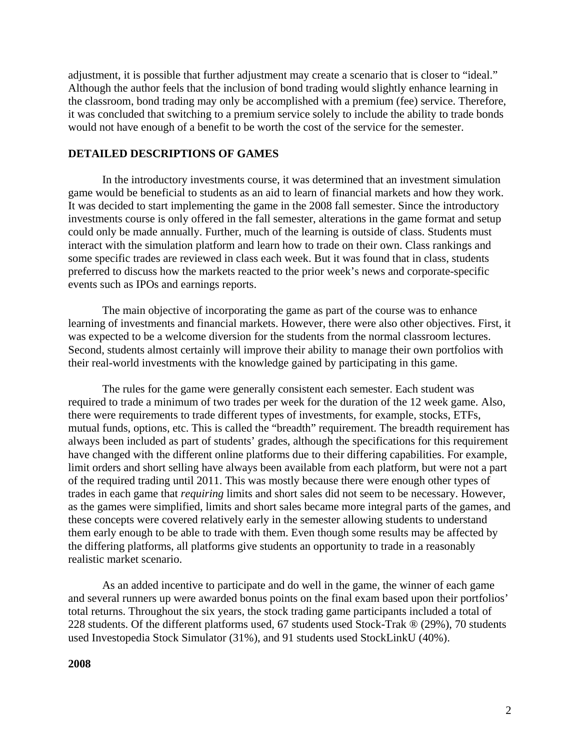adjustment, it is possible that further adjustment may create a scenario that is closer to "ideal." Although the author feels that the inclusion of bond trading would slightly enhance learning in the classroom, bond trading may only be accomplished with a premium (fee) service. Therefore, it was concluded that switching to a premium service solely to include the ability to trade bonds would not have enough of a benefit to be worth the cost of the service for the semester.

## DETAILED DESCRIPTIONS OF GAMES

In the introductory investments course, it was determined that an investment simulation game would be beneficial to students as an aid to learn of financial markets and how they work. It was decided to start implementing the game in the 2008 fall semester. Since the introductory investments course is only offered in the fall semester, alterations in the game format and setup could only be made annually. Further, much of the learning is outside of class. Students must interact with the simulation platform and learn how to trade on their own. Class rankings and some specific trades are reviewed in class each week. But it was found that in class, students preferred to discuss how the markets reacted to the prior week's news and corporate-specific events such as IPOs and earnings reports.

The main objective of incorporating the game as part of the course was to enhance learning of investments and financial markets. However, there were also other objectives. First, it was expected to be a welcome diversion for the students from the normal classroom lectures. Second, students almost certainly will improve their ability to manage their own portfolios with their real-world investments with the knowledge gained by participating in this game.

The rules for the game were generally consistent each semester. Each student was required to trade a minimum of two trades per week for the duration of the 12 week game. Also, there were requirements to trade different types of investments, for example, stocks, ETFs, mutual funds, options, etc. This is called the "breadth" requirement. The breadth requirement has always been included as part of students' grades, although the specifications for this requirement have changed with the different online platforms due to their differing capabilities. For example, limit orders and short selling have always been available from each platform, but were not a part of the required trading until 2011. This was mostly because there were enough other types of trades in each game that *requiring* limits and short sales did not seem to be necessary. However, as the games were simplified, limits and short sales became more integral parts of the games, and these concepts were covered relatively early in the semester allowing students to understand them early enough to be able to trade with them. Even though some results may be affected by the differing platforms, all platforms give students an opportunity to trade in a reasonably realistic market scenario.

As an added incentive to participate and do well in the game, the winner of each game and several runners up were awarded bonus points on the final exam based upon their portfolios' total returns. Throughout the six years, the stock trading game participants included a total of 228 students. Of the different platforms used, 67 students used Stock-Trak ® (29%), 70 students used Investopedia Stock Simulator (31%), and 91 students used StockLinkU (40%).

### 2008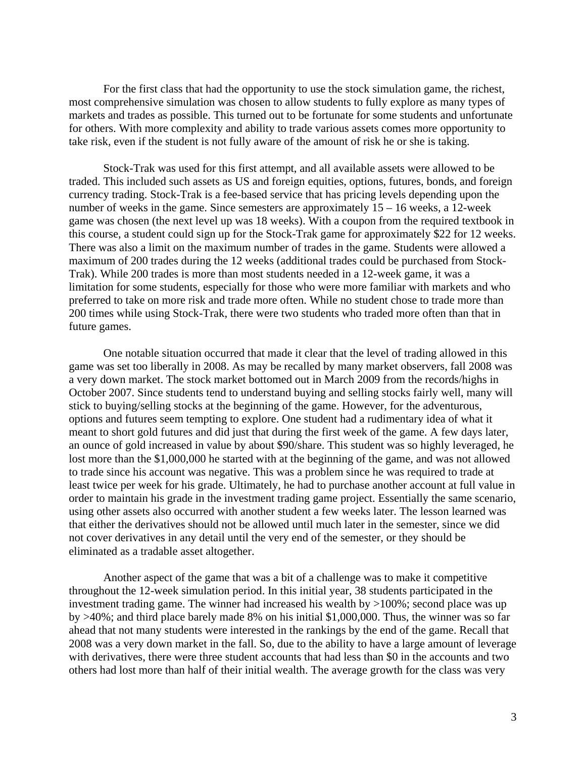For the first class that had the opportunity to use the stock simulation game, the richest, most comprehensive simulation was chosen to allow students to fully explore as many types of markets and trades as possible. This turned out to be fortunate for some students and unfortunate for others. With more complexity and ability to trade various assets comes more opportunity to take risk, even if the student is not fully aware of the amount of risk he or she is taking.

Stock-Trak was used for this first attempt, and all available assets were allowed to be traded. This included such assets as US and foreign equities, options, futures, bonds, and foreign currency trading. Stock-Trak is a fee-based service that has pricing levels depending upon the number of weeks in the game. Since semesters are approximately 15 – 16 weeks, a 12-week game was chosen (the next level up was 18 weeks). With a coupon from the required textbook in this course, a student could sign up for the Stock-Trak game for approximately $22 for 12 weeks. There was also a limit on the maximum number of trades in the game. Students were allowed a maximum of 200 trades during the 12 weeks (additional trades could be purchased from Stock-Trak). While 200 trades is more than most students needed in a 12-week game, it was a limitation for some students, especially for those who were more familiar with markets and who preferred to take on more risk and trade more often. While no student chose to trade more than 200 times while using Stock-Trak, there were two students who traded more often than that in future games.

One notable situation occurred that made it clear that the level of trading allowed in this game was set too liberally in 2008. As may be recalled by many market observers, fall 2008 was a very down market. The stock market bottomed out in March 2009 from the records/highs in October 2007. Since students tend to understand buying and selling stocks fairly well, many will stick to buying/selling stocks at the beginning of the game. However, for the adventurous, options and futures seem tempting to explore. One student had a rudimentary idea of what it meant to short gold futures and did just that during the first week of the game. A few days later, an ounce of gold increased in value by about $90/share. This student was so highly leveraged, he lost more than the $1,000,000 he started with at the beginning of the game, and was not allowed to trade since his account was negative. This was a problem since he was required to trade at least twice per week for his grade. Ultimately, he had to purchase another account at full value in order to maintain his grade in the investment trading game project. Essentially the same scenario, using other assets also occurred with another student a few weeks later. The lesson learned was that either the derivatives should not be allowed until much later in the semester, since we did not cover derivatives in any detail until the very end of the semester, or they should be eliminated as a tradable asset altogether.

Another aspect of the game that was a bit of a challenge was to make it competitive throughout the 12-week simulation period. In this initial year, 38 students participated in the investment trading game. The winner had increased his wealth by >100%; second place was up by >40%; and third place barely made 8% on his initial $1,000,000. Thus, the winner was so far ahead that not many students were interested in the rankings by the end of the game. Recall that 2008 was a very down market in the fall. So, due to the ability to have a large amount of leverage with derivatives, there were three student accounts that had less than $0 in the accounts and two others had lost more than half of their initial wealth. The average growth for the class was very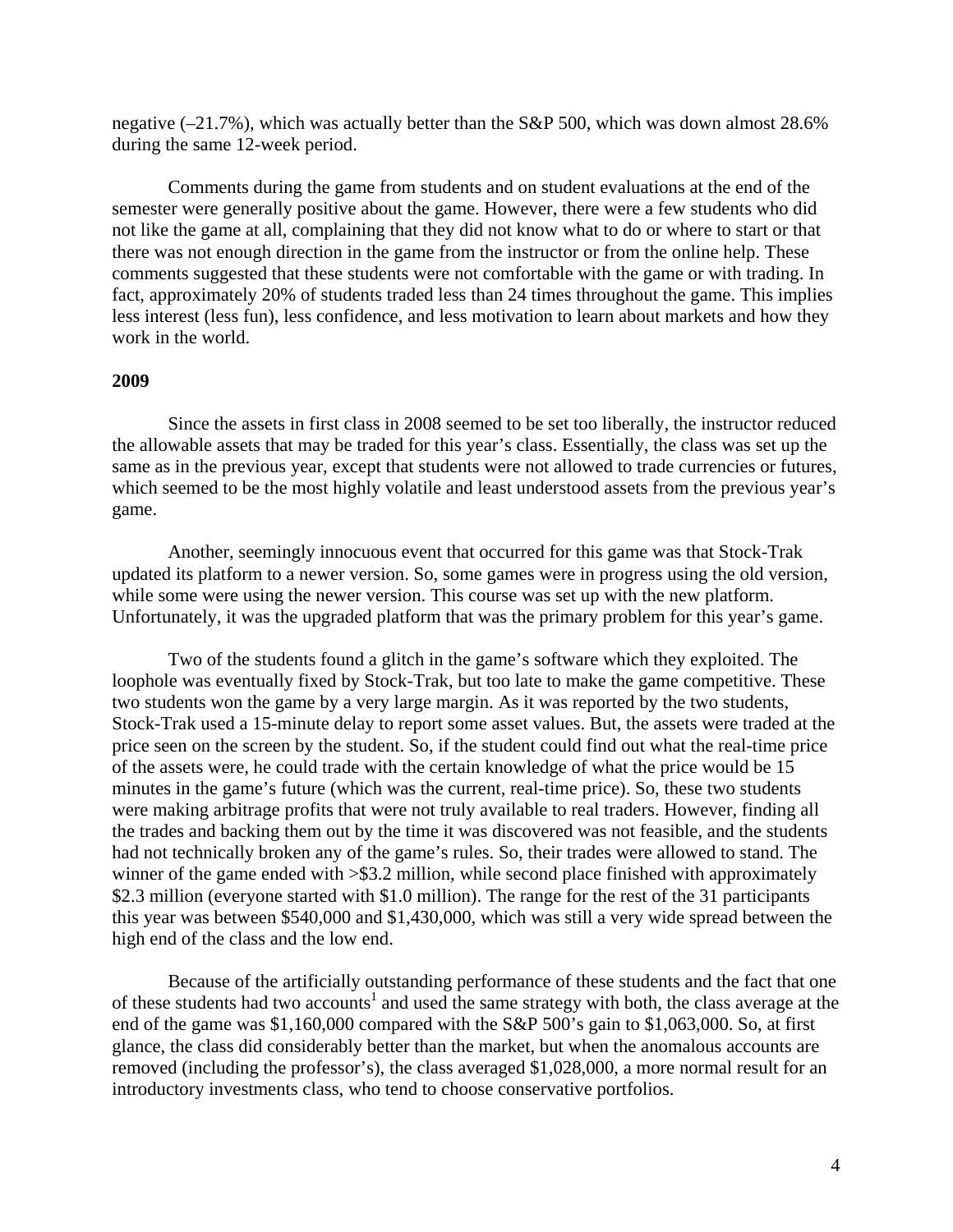negative (–21.7%), which was actually better than the S&P 500, which was down almost 28.6% during the same 12-week period.

Comments during the game from students and on student evaluations at the end of the semester were generally positive about the game. However, there were a few students who did not like the game at all, complaining that they did not know what to do or where to start or that there was not enough direction in the game from the instructor or from the online help. These comments suggested that these students were not comfortable with the game or with trading. In fact, approximately 20% of students traded less than 24 times throughout the game. This implies less interest (less fun), less confidence, and less motivation to learn about markets and how they work in the world.

**2009**

Since the assets in first class in 2008 seemed to be set too liberally, the instructor reduced the allowable assets that may be traded for this year's class. Essentially, the class was set up the same as in the previous year, except that students were not allowed to trade currencies or futures, which seemed to be the most highly volatile and least understood assets from the previous year's game.

Another, seemingly innocuous event that occurred for this game was that Stock-Trak updated its platform to a newer version. So, some games were in progress using the old version, while some were using the newer version. This course was set up with the new platform. Unfortunately, it was the upgraded platform that was the primary problem for this year's game.

Two of the students found a glitch in the game's software which they exploited. The loophole was eventually fixed by Stock-Trak, but too late to make the game competitive. These two students won the game by a very large margin. As it was reported by the two students, Stock-Trak used a 15-minute delay to report some asset values. But, the assets were traded at the price seen on the screen by the student. So, if the student could find out what the real-time price of the assets were, he could trade with the certain knowledge of what the price would be 15 minutes in the game's future (which was the current, real-time price). So, these two students were making arbitrage profits that were not truly available to real traders. However, finding all the trades and backing them out by the time it was discovered was not feasible, and the students had not technically broken any of the game's rules. So, their trades were allowed to stand. The winner of the game ended with >$3.2 million, while second place finished with approximately $2.3 million (everyone started with $1.0 million). The range for the rest of the 31 participants this year was between $540,000 and $1,430,000, which was still a very wide spread between the high end of the class and the low end.

Because of the artificially outstanding performance of these students and the fact that one of these students had two accounts[1] and used the same strategy with both, the class average at the end of the game was $1,160,000 compared with the S&P 500's gain to $1,063,000. So, at first glance, the class did considerably better than the market, but when the anomalous accounts are removed (including the professor's), the class averaged $1,028,000, a more normal result for an introductory investments class, who tend to choose conservative portfolios.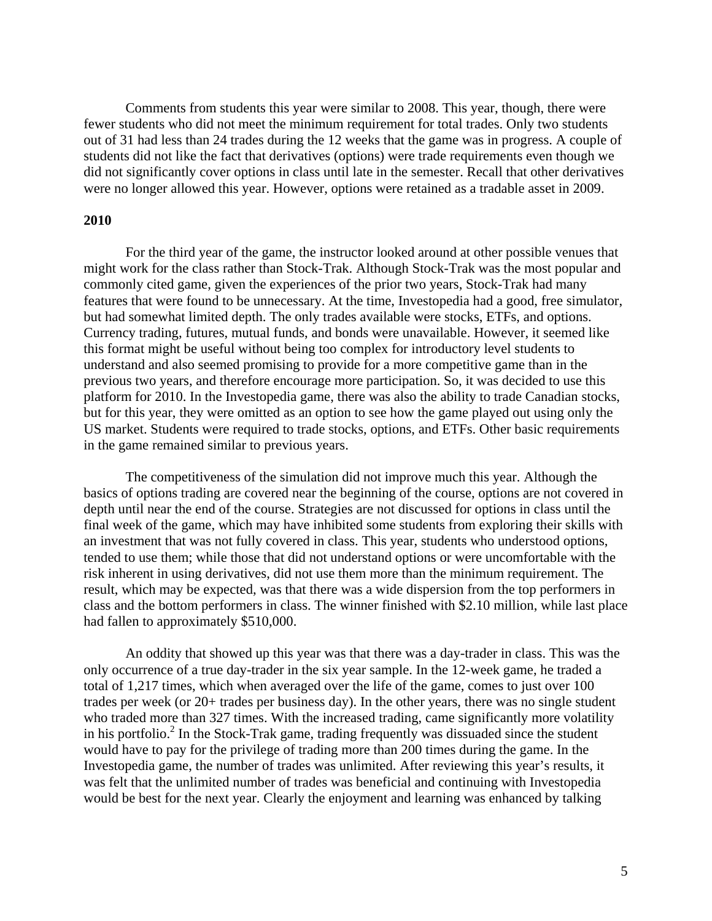Comments from students this year were similar to 2008. This year, though, there were fewer students who did not meet the minimum requirement for total trades. Only two students out of 31 had less than 24 trades during the 12 weeks that the game was in progress. A couple of students did not like the fact that derivatives (options) were trade requirements even though we did not significantly cover options in class until late in the semester. Recall that other derivatives were no longer allowed this year. However, options were retained as a tradable asset in 2009.

**2010**

For the third year of the game, the instructor looked around at other possible venues that might work for the class rather than Stock-Trak. Although Stock-Trak was the most popular and commonly cited game, given the experiences of the prior two years, Stock-Trak had many features that were found to be unnecessary. At the time, Investopedia had a good, free simulator, but had somewhat limited depth. The only trades available were stocks, ETFs, and options. Currency trading, futures, mutual funds, and bonds were unavailable. However, it seemed like this format might be useful without being too complex for introductory level students to understand and also seemed promising to provide for a more competitive game than in the previous two years, and therefore encourage more participation. So, it was decided to use this platform for 2010. In the Investopedia game, there was also the ability to trade Canadian stocks, but for this year, they were omitted as an option to see how the game played out using only the US market. Students were required to trade stocks, options, and ETFs. Other basic requirements in the game remained similar to previous years.

The competitiveness of the simulation did not improve much this year. Although the basics of options trading are covered near the beginning of the course, options are not covered in depth until near the end of the course. Strategies are not discussed for options in class until the final week of the game, which may have inhibited some students from exploring their skills with an investment that was not fully covered in class. This year, students who understood options, tended to use them; while those that did not understand options or were uncomfortable with the risk inherent in using derivatives, did not use them more than the minimum requirement. The result, which may be expected, was that there was a wide dispersion from the top performers in class and the bottom performers in class. The winner finished with $2.10 million, while last place had fallen to approximately $510,000.

An oddity that showed up this year was that there was a day-trader in class. This was the only occurrence of a true day-trader in the six year sample. In the 12-week game, he traded a total of 1,217 times, which when averaged over the life of the game, comes to just over 100 trades per week (or 20+ trades per business day). In the other years, there was no single student who traded more than 327 times. With the increased trading, came significantly more volatility in his portfolio.[2] In the Stock-Trak game, trading frequently was dissuaded since the student would have to pay for the privilege of trading more than 200 times during the game. In the Investopedia game, the number of trades was unlimited. After reviewing this year's results, it was felt that the unlimited number of trades was beneficial and continuing with Investopedia would be best for the next year. Clearly the enjoyment and learning was enhanced by talking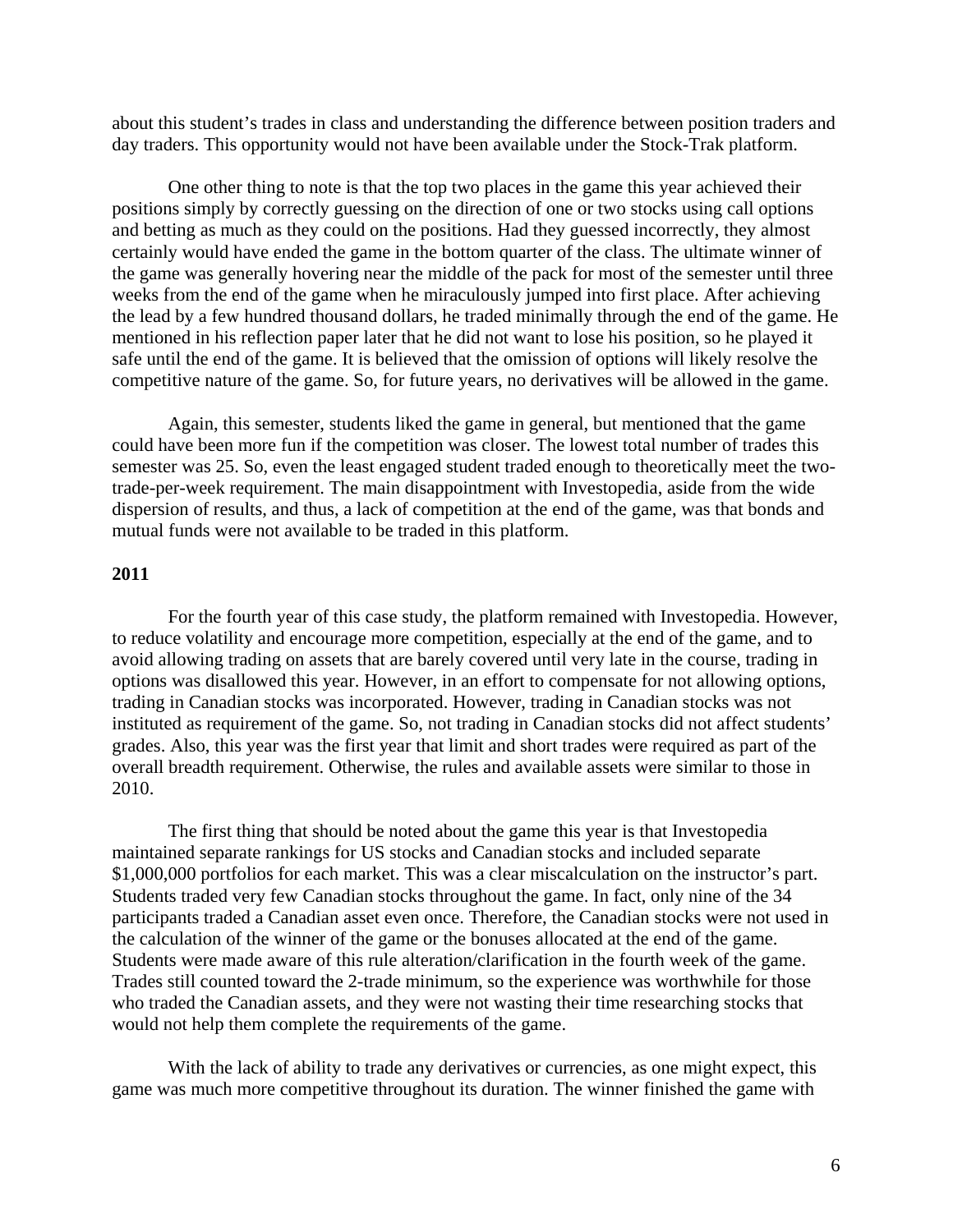about this student's trades in class and understanding the difference between position traders and day traders. This opportunity would not have been available under the Stock-Trak platform.

One other thing to note is that the top two places in the game this year achieved their positions simply by correctly guessing on the direction of one or two stocks using call options and betting as much as they could on the positions. Had they guessed incorrectly, they almost certainly would have ended the game in the bottom quarter of the class. The ultimate winner of the game was generally hovering near the middle of the pack for most of the semester until three weeks from the end of the game when he miraculously jumped into first place. After achieving the lead by a few hundred thousand dollars, he traded minimally through the end of the game. He mentioned in his reflection paper later that he did not want to lose his position, so he played it safe until the end of the game. It is believed that the omission of options will likely resolve the competitive nature of the game. So, for future years, no derivatives will be allowed in the game.

Again, this semester, students liked the game in general, but mentioned that the game could have been more fun if the competition was closer. The lowest total number of trades this semester was 25. So, even the least engaged student traded enough to theoretically meet the two-trade-per-week requirement. The main disappointment with Investopedia, aside from the wide dispersion of results, and thus, a lack of competition at the end of the game, was that bonds and mutual funds were not available to be traded in this platform.

**2011**

For the fourth year of this case study, the platform remained with Investopedia. However, to reduce volatility and encourage more competition, especially at the end of the game, and to avoid allowing trading on assets that are barely covered until very late in the course, trading in options was disallowed this year. However, in an effort to compensate for not allowing options, trading in Canadian stocks was incorporated. However, trading in Canadian stocks was not instituted as requirement of the game. So, not trading in Canadian stocks did not affect students' grades. Also, this year was the first year that limit and short trades were required as part of the overall breadth requirement. Otherwise, the rules and available assets were similar to those in 2010.

The first thing that should be noted about the game this year is that Investopedia maintained separate rankings for US stocks and Canadian stocks and included separate \$1,000,000 portfolios for each market. This was a clear miscalculation on the instructor's part. Students traded very few Canadian stocks throughout the game. In fact, only nine of the 34 participants traded a Canadian asset even once. Therefore, the Canadian stocks were not used in the calculation of the winner of the game or the bonuses allocated at the end of the game. Students were made aware of this rule alteration/clarification in the fourth week of the game. Trades still counted toward the 2-trade minimum, so the experience was worthwhile for those who traded the Canadian assets, and they were not wasting their time researching stocks that would not help them complete the requirements of the game.

With the lack of ability to trade any derivatives or currencies, as one might expect, this game was much more competitive throughout its duration. The winner finished the game with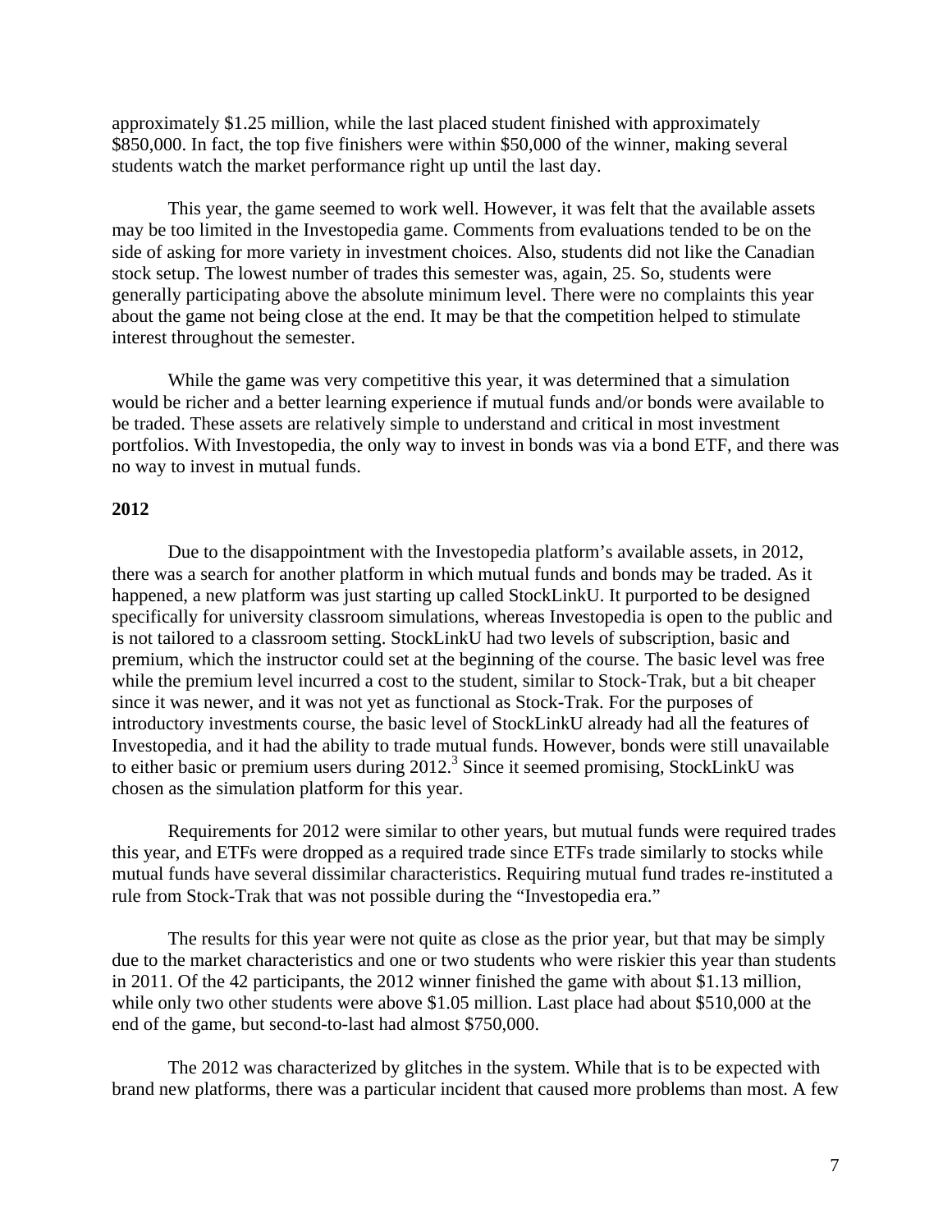approximately \$1.25 million, while the last placed student finished with approximately \$850,000. In fact, the top five finishers were within \$50,000 of the winner, making several students watch the market performance right up until the last day.

This year, the game seemed to work well. However, it was felt that the available assets may be too limited in the Investopedia game. Comments from evaluations tended to be on the side of asking for more variety in investment choices. Also, students did not like the Canadian stock setup. The lowest number of trades this semester was, again, 25. So, students were generally participating above the absolute minimum level. There were no complaints this year about the game not being close at the end. It may be that the competition helped to stimulate interest throughout the semester.

While the game was very competitive this year, it was determined that a simulation would be richer and a better learning experience if mutual funds and/or bonds were available to be traded. These assets are relatively simple to understand and critical in most investment portfolios. With Investopedia, the only way to invest in bonds was via a bond ETF, and there was no way to invest in mutual funds.

**2012**

Due to the disappointment with the Investopedia platform's available assets, in 2012, there was a search for another platform in which mutual funds and bonds may be traded. As it happened, a new platform was just starting up called StockLinkU. It purported to be designed specifically for university classroom simulations, whereas Investopedia is open to the public and is not tailored to a classroom setting. StockLinkU had two levels of subscription, basic and premium, which the instructor could set at the beginning of the course. The basic level was free while the premium level incurred a cost to the student, similar to Stock-Trak, but a bit cheaper since it was newer, and it was not yet as functional as Stock-Trak. For the purposes of introductory investments course, the basic level of StockLinkU already had all the features of Investopedia, and it had the ability to trade mutual funds. However, bonds were still unavailable to either basic or premium users during 2012.[3] Since it seemed promising, StockLinkU was chosen as the simulation platform for this year.

Requirements for 2012 were similar to other years, but mutual funds were required trades this year, and ETFs were dropped as a required trade since ETFs trade similarly to stocks while mutual funds have several dissimilar characteristics. Requiring mutual fund trades re-instituted a rule from Stock-Trak that was not possible during the "Investopedia era."

The results for this year were not quite as close as the prior year, but that may be simply due to the market characteristics and one or two students who were riskier this year than students in 2011. Of the 42 participants, the 2012 winner finished the game with about \$1.13 million, while only two other students were above \$1.05 million. Last place had about \$510,000 at the end of the game, but second-to-last had almost \$750,000.

The 2012 was characterized by glitches in the system. While that is to be expected with brand new platforms, there was a particular incident that caused more problems than most. A few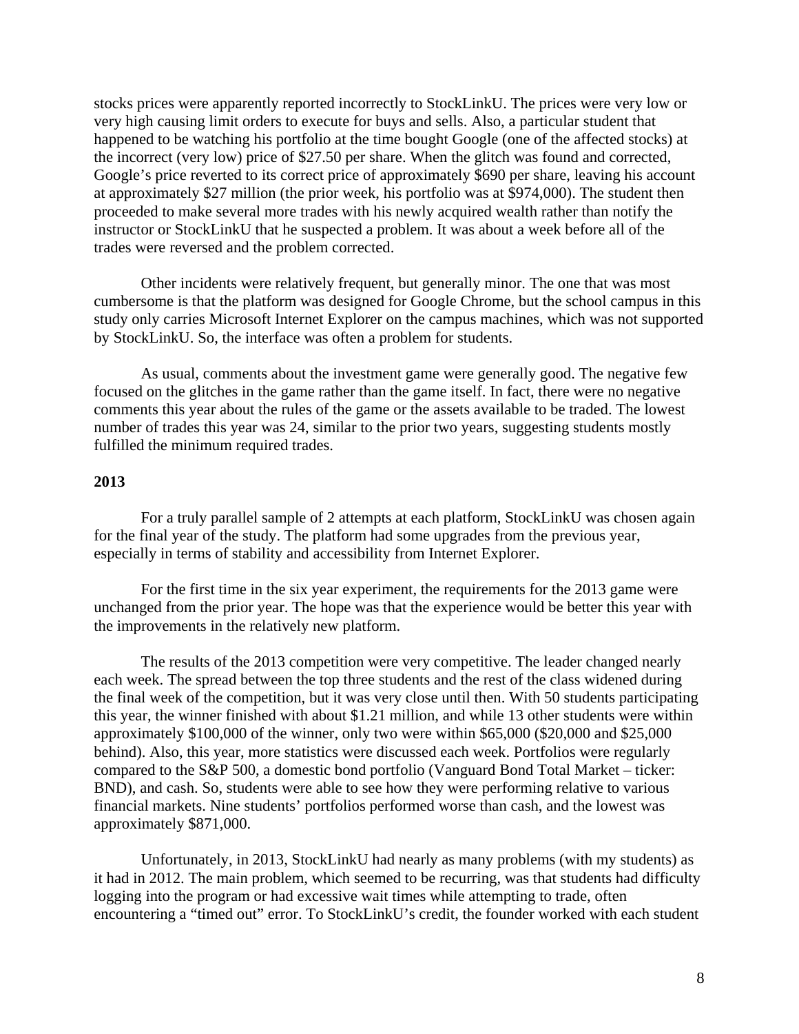stocks prices were apparently reported incorrectly to StockLinkU. The prices were very low or very high causing limit orders to execute for buys and sells. Also, a particular student that happened to be watching his portfolio at the time bought Google (one of the affected stocks) at the incorrect (very low) price of $27.50 per share. When the glitch was found and corrected, Google's price reverted to its correct price of approximately $690 per share, leaving his account at approximately $27 million (the prior week, his portfolio was at $974,000). The student then proceeded to make several more trades with his newly acquired wealth rather than notify the instructor or StockLinkU that he suspected a problem. It was about a week before all of the trades were reversed and the problem corrected.

Other incidents were relatively frequent, but generally minor. The one that was most cumbersome is that the platform was designed for Google Chrome, but the school campus in this study only carries Microsoft Internet Explorer on the campus machines, which was not supported by StockLinkU. So, the interface was often a problem for students.

As usual, comments about the investment game were generally good. The negative few focused on the glitches in the game rather than the game itself. In fact, there were no negative comments this year about the rules of the game or the assets available to be traded. The lowest number of trades this year was 24, similar to the prior two years, suggesting students mostly fulfilled the minimum required trades.

**2013**

For a truly parallel sample of 2 attempts at each platform, StockLinkU was chosen again for the final year of the study. The platform had some upgrades from the previous year, especially in terms of stability and accessibility from Internet Explorer.

For the first time in the six year experiment, the requirements for the 2013 game were unchanged from the prior year. The hope was that the experience would be better this year with the improvements in the relatively new platform.

The results of the 2013 competition were very competitive. The leader changed nearly each week. The spread between the top three students and the rest of the class widened during the final week of the competition, but it was very close until then. With 50 students participating this year, the winner finished with about $1.21 million, and while 13 other students were within approximately $100,000 of the winner, only two were within $65,000 ($20,000 and $25,000 behind). Also, this year, more statistics were discussed each week. Portfolios were regularly compared to the S&P 500, a domestic bond portfolio (Vanguard Bond Total Market – ticker: BND), and cash. So, students were able to see how they were performing relative to various financial markets. Nine students' portfolios performed worse than cash, and the lowest was approximately $871,000.

Unfortunately, in 2013, StockLinkU had nearly as many problems (with my students) as it had in 2012. The main problem, which seemed to be recurring, was that students had difficulty logging into the program or had excessive wait times while attempting to trade, often encountering a "timed out" error. To StockLinkU's credit, the founder worked with each student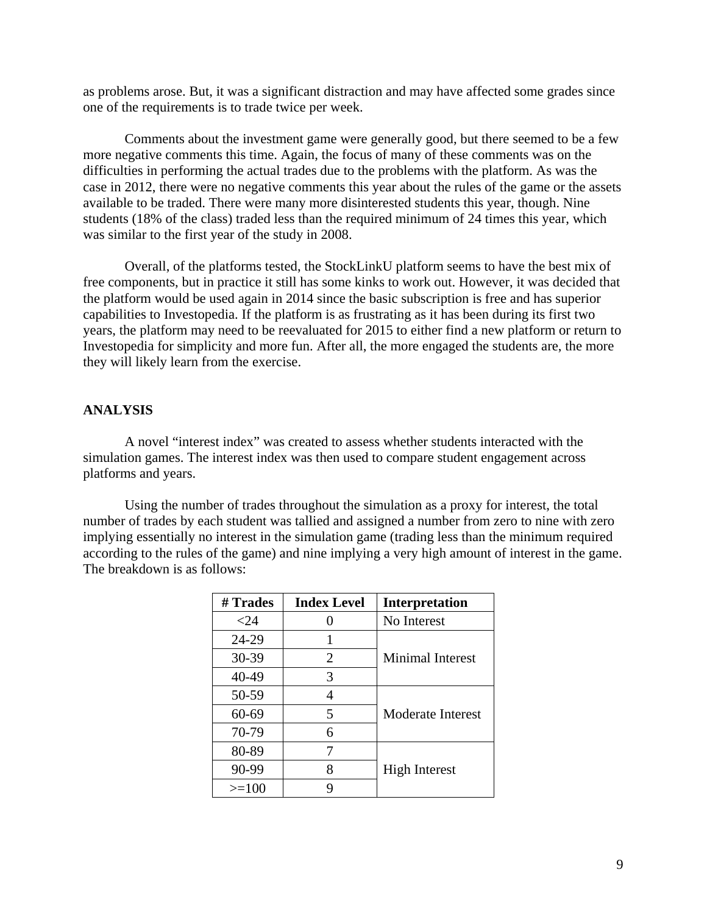as problems arose. But, it was a significant distraction and may have affected some grades since one of the requirements is to trade twice per week.

Comments about the investment game were generally good, but there seemed to be a few more negative comments this time. Again, the focus of many of these comments was on the difficulties in performing the actual trades due to the problems with the platform. As was the case in 2012, there were no negative comments this year about the rules of the game or the assets available to be traded. There were many more disinterested students this year, though. Nine students (18% of the class) traded less than the required minimum of 24 times this year, which was similar to the first year of the study in 2008.

Overall, of the platforms tested, the StockLinkU platform seems to have the best mix of free components, but in practice it still has some kinks to work out. However, it was decided that the platform would be used again in 2014 since the basic subscription is free and has superior capabilities to Investopedia. If the platform is as frustrating as it has been during its first two years, the platform may need to be reevaluated for 2015 to either find a new platform or return to Investopedia for simplicity and more fun. After all, the more engaged the students are, the more they will likely learn from the exercise.

## ANALYSIS

A novel "interest index" was created to assess whether students interacted with the simulation games. The interest index was then used to compare student engagement across platforms and years.

Using the number of trades throughout the simulation as a proxy for interest, the total number of trades by each student was tallied and assigned a number from zero to nine with zero implying essentially no interest in the simulation game (trading less than the minimum required according to the rules of the game) and nine implying a very high amount of interest in the game. The breakdown is as follows:

| # Trades | Index Level | Interpretation |
|---|---|---|
| <24 | 0 | No Interest |
| 24-29 | 1 | Minimal Interest |
| 30-39 | 2 | |
| 40-49 | 3 | |
| 50-59 | 4 | Moderate Interest |
| 60-69 | 5 | |
| 70-79 | 6 | |
| 80-89 | 7 | High Interest |
| 90-99 | 8 | |
| >=100 | 9 | |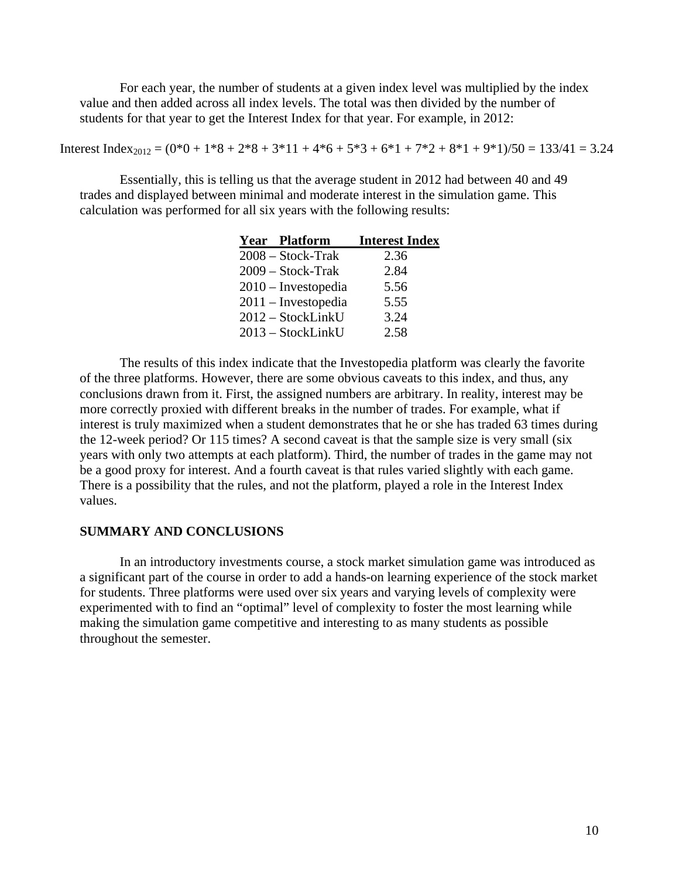For each year, the number of students at a given index level was multiplied by the index value and then added across all index levels. The total was then divided by the number of students for that year to get the Interest Index for that year. For example, in 2012:

$$\text{Interest Index}_{2012} = (0*0 + 1*8 + 2*8 + 3*11 + 4*6 + 5*3 + 6*1 + 7*2 + 8*1 + 9*1)/50 = 133/41 = 3.24$$

Essentially, this is telling us that the average student in 2012 had between 40 and 49 trades and displayed between minimal and moderate interest in the simulation game. This calculation was performed for all six years with the following results:

| Year Platform | Interest Index |
|---|---|
| 2008 – Stock-Trak | 2.36 |
| 2009 – Stock-Trak | 2.84 |
| 2010 – Investopedia | 5.56 |
| 2011 – Investopedia | 5.55 |
| 2012 – StockLinkU | 3.24 |
| 2013 – StockLinkU | 2.58 |

The results of this index indicate that the Investopedia platform was clearly the favorite of the three platforms. However, there are some obvious caveats to this index, and thus, any conclusions drawn from it. First, the assigned numbers are arbitrary. In reality, interest may be more correctly proxied with different breaks in the number of trades. For example, what if interest is truly maximized when a student demonstrates that he or she has traded 63 times during the 12-week period? Or 115 times? A second caveat is that the sample size is very small (six years with only two attempts at each platform). Third, the number of trades in the game may not be a good proxy for interest. And a fourth caveat is that rules varied slightly with each game. There is a possibility that the rules, and not the platform, played a role in the Interest Index values.

## SUMMARY AND CONCLUSIONS

In an introductory investments course, a stock market simulation game was introduced as a significant part of the course in order to add a hands-on learning experience of the stock market for students. Three platforms were used over six years and varying levels of complexity were experimented with to find an "optimal" level of complexity to foster the most learning while making the simulation game competitive and interesting to as many students as possible throughout the semester.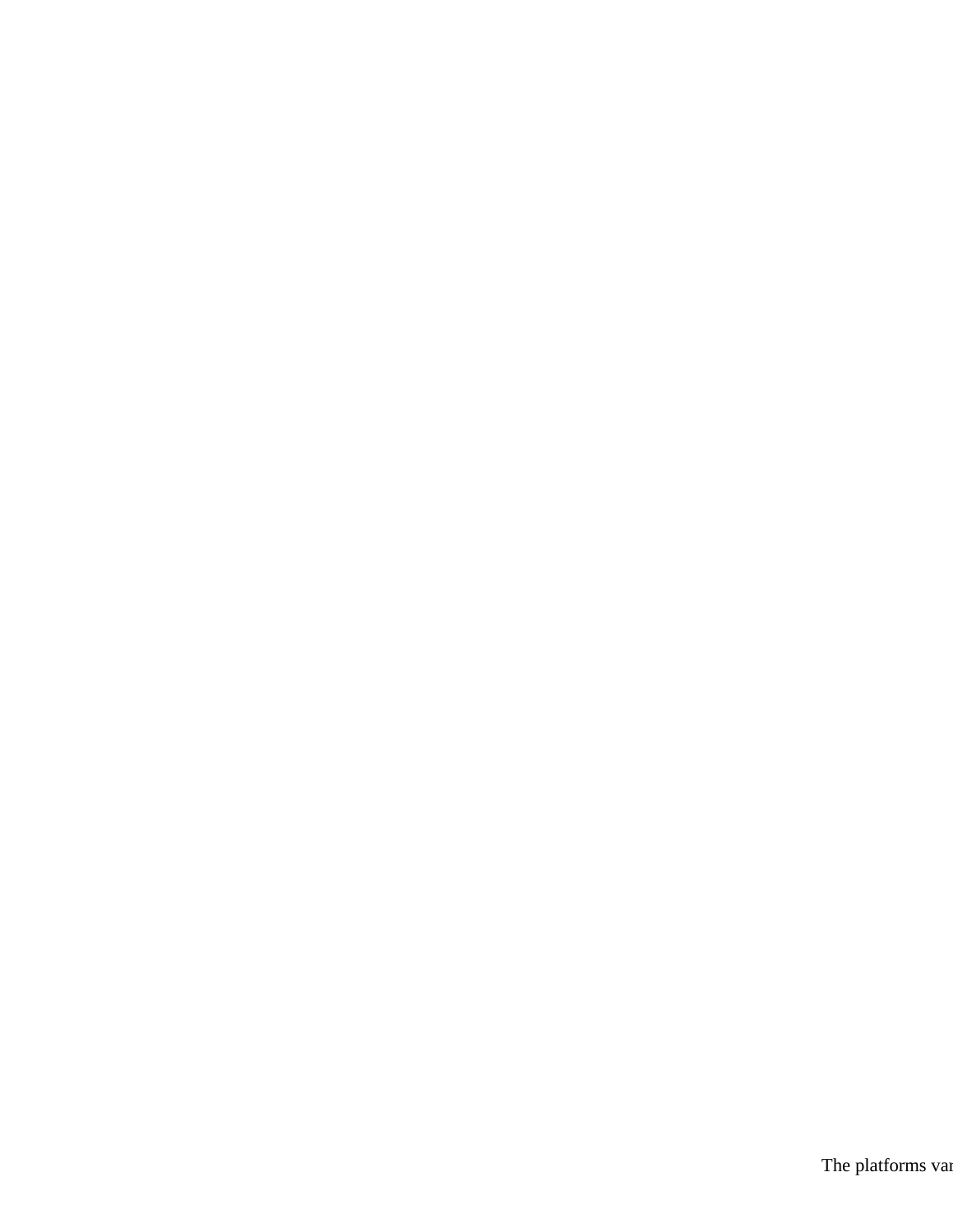The platforms var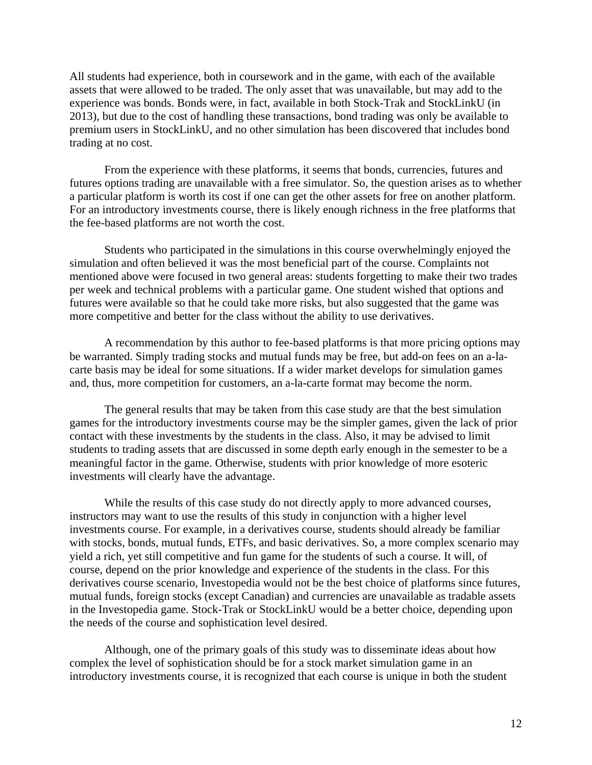All students had experience, both in coursework and in the game, with each of the available assets that were allowed to be traded. The only asset that was unavailable, but may add to the experience was bonds. Bonds were, in fact, available in both Stock-Trak and StockLinkU (in 2013), but due to the cost of handling these transactions, bond trading was only be available to premium users in StockLinkU, and no other simulation has been discovered that includes bond trading at no cost.

From the experience with these platforms, it seems that bonds, currencies, futures and futures options trading are unavailable with a free simulator. So, the question arises as to whether a particular platform is worth its cost if one can get the other assets for free on another platform. For an introductory investments course, there is likely enough richness in the free platforms that the fee-based platforms are not worth the cost.

Students who participated in the simulations in this course overwhelmingly enjoyed the simulation and often believed it was the most beneficial part of the course. Complaints not mentioned above were focused in two general areas: students forgetting to make their two trades per week and technical problems with a particular game. One student wished that options and futures were available so that he could take more risks, but also suggested that the game was more competitive and better for the class without the ability to use derivatives.

A recommendation by this author to fee-based platforms is that more pricing options may be warranted. Simply trading stocks and mutual funds may be free, but add-on fees on an a-la-carte basis may be ideal for some situations. If a wider market develops for simulation games and, thus, more competition for customers, an a-la-carte format may become the norm.

The general results that may be taken from this case study are that the best simulation games for the introductory investments course may be the simpler games, given the lack of prior contact with these investments by the students in the class. Also, it may be advised to limit students to trading assets that are discussed in some depth early enough in the semester to be a meaningful factor in the game. Otherwise, students with prior knowledge of more esoteric investments will clearly have the advantage.

While the results of this case study do not directly apply to more advanced courses, instructors may want to use the results of this study in conjunction with a higher level investments course. For example, in a derivatives course, students should already be familiar with stocks, bonds, mutual funds, ETFs, and basic derivatives. So, a more complex scenario may yield a rich, yet still competitive and fun game for the students of such a course. It will, of course, depend on the prior knowledge and experience of the students in the class. For this derivatives course scenario, Investopedia would not be the best choice of platforms since futures, mutual funds, foreign stocks (except Canadian) and currencies are unavailable as tradable assets in the Investopedia game. Stock-Trak or StockLinkU would be a better choice, depending upon the needs of the course and sophistication level desired.

Although, one of the primary goals of this study was to disseminate ideas about how complex the level of sophistication should be for a stock market simulation game in an introductory investments course, it is recognized that each course is unique in both the student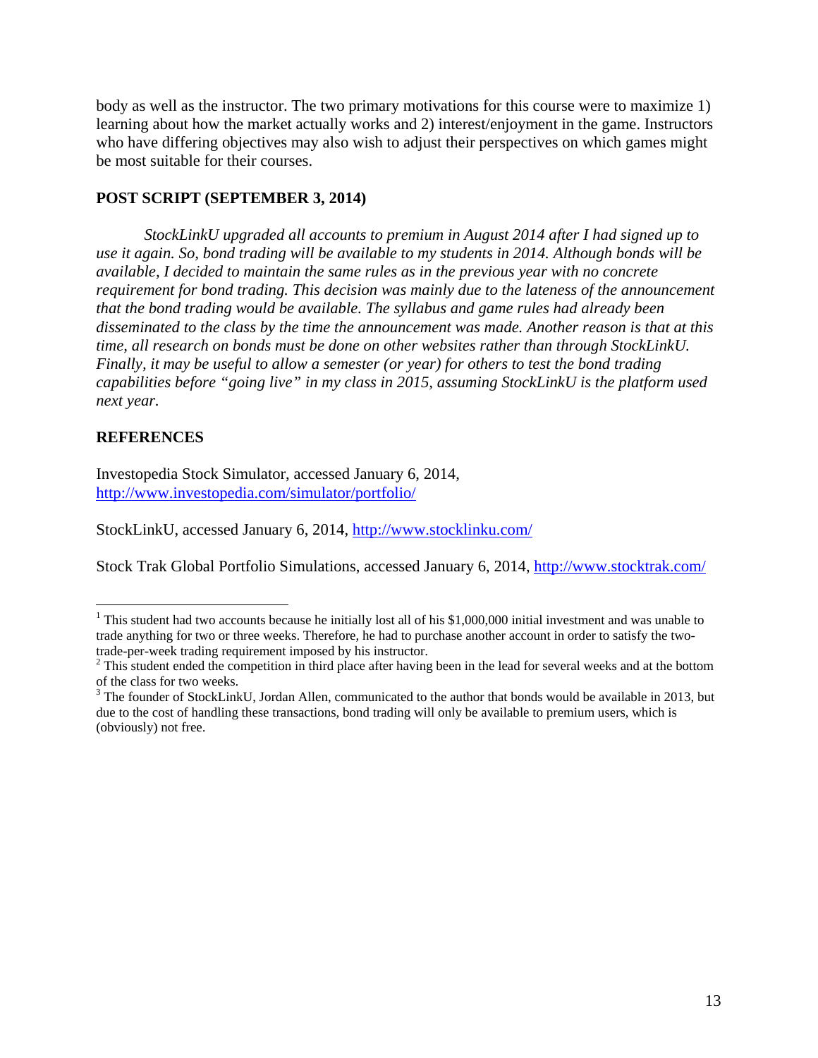body as well as the instructor. The two primary motivations for this course were to maximize 1) learning about how the market actually works and 2) interest/enjoyment in the game. Instructors who have differing objectives may also wish to adjust their perspectives on which games might be most suitable for their courses.

## POST SCRIPT (SEPTEMBER 3, 2014)

*StockLinkU upgraded all accounts to premium in August 2014 after I had signed up to use it again. So, bond trading will be available to my students in 2014. Although bonds will be available, I decided to maintain the same rules as in the previous year with no concrete requirement for bond trading. This decision was mainly due to the lateness of the announcement that the bond trading would be available. The syllabus and game rules had already been disseminated to the class by the time the announcement was made. Another reason is that at this time, all research on bonds must be done on other websites rather than through StockLinkU. Finally, it may be useful to allow a semester (or year) for others to test the bond trading capabilities before "going live" in my class in 2015, assuming StockLinkU is the platform used next year.*

## REFERENCES

Investopedia Stock Simulator, accessed January 6, 2014, http://www.investopedia.com/simulator/portfolio/

StockLinkU, accessed January 6, 2014, http://www.stocklinku.com/

Stock Trak Global Portfolio Simulations, accessed January 6, 2014, http://www.stocktrak.com/

---

[1] This student had two accounts because he initially lost all of his $1,000,000 initial investment and was unable to trade anything for two or three weeks. Therefore, he had to purchase another account in order to satisfy the two-trade-per-week trading requirement imposed by his instructor.

[2] This student ended the competition in third place after having been in the lead for several weeks and at the bottom of the class for two weeks.

[3] The founder of StockLinkU, Jordan Allen, communicated to the author that bonds would be available in 2013, but due to the cost of handling these transactions, bond trading will only be available to premium users, which is (obviously) not free.